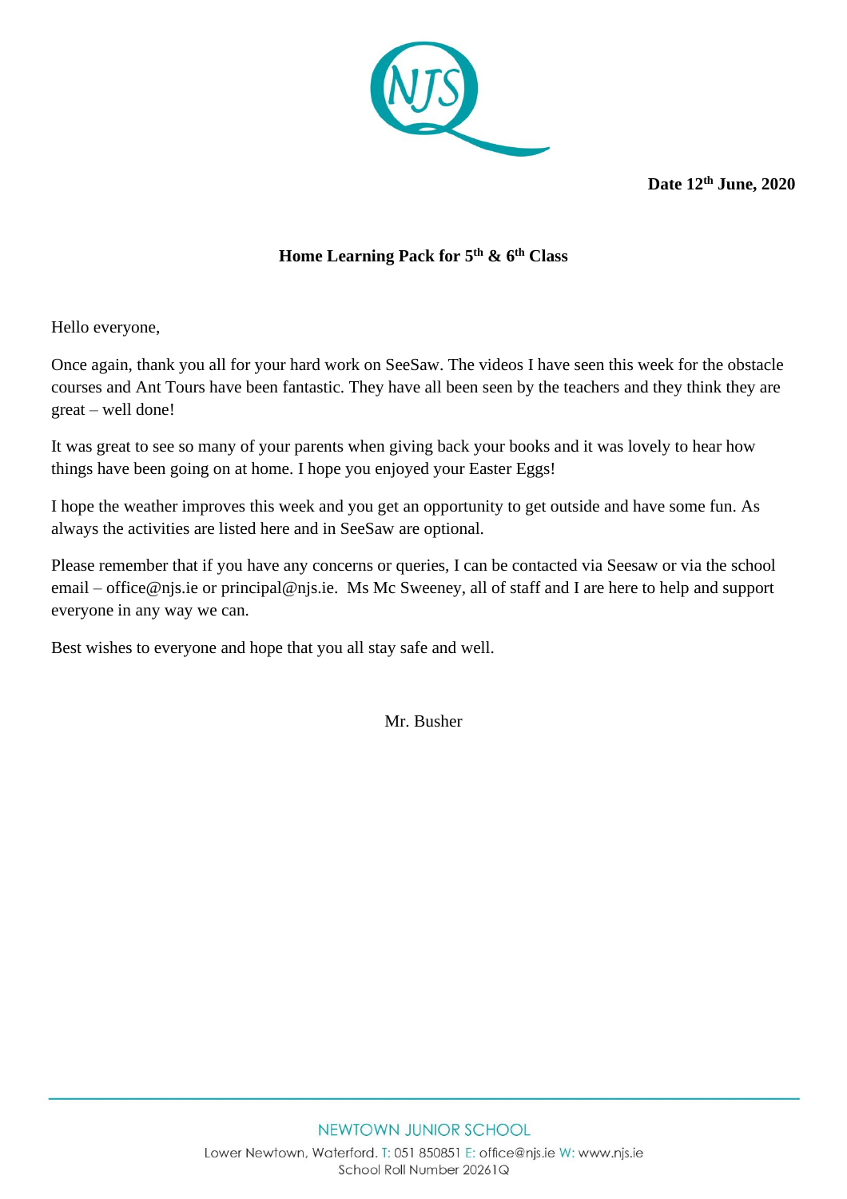**Date 12th June, 2020**

**Home Learning Pack for 5th & 6th Class**

Hello everyone,

Once again, thank you all for your hard work on SeeSaw. The videos I have seen this week for the obstacle courses and Ant Tours have been fantastic. They have all been seen by the teachers and they think they are great – well done!

It was great to see so many of your parents when giving back your books and it was lovely to hear how things have been going on at home. I hope you enjoyed your Easter Eggs!

I hope the weather improves this week and you get an opportunity to get outside and have some fun. As always the activities are listed here and in SeeSaw are optional.

Please remember that if you have any concerns or queries, I can be contacted via Seesaw or via the school email – office@njs.ie or principal@njs.ie. Ms Mc Sweeney, all of staff and I are here to help and support everyone in any way we can.

Best wishes to everyone and hope that you all stay safe and well.

Mr. Busher

NEWTOWN JUNIOR SCHOOL

Lower Newtown, Waterford. T: 051 850851 E: office@njs.ie W: www.njs.ie

School Roll Number 20261Q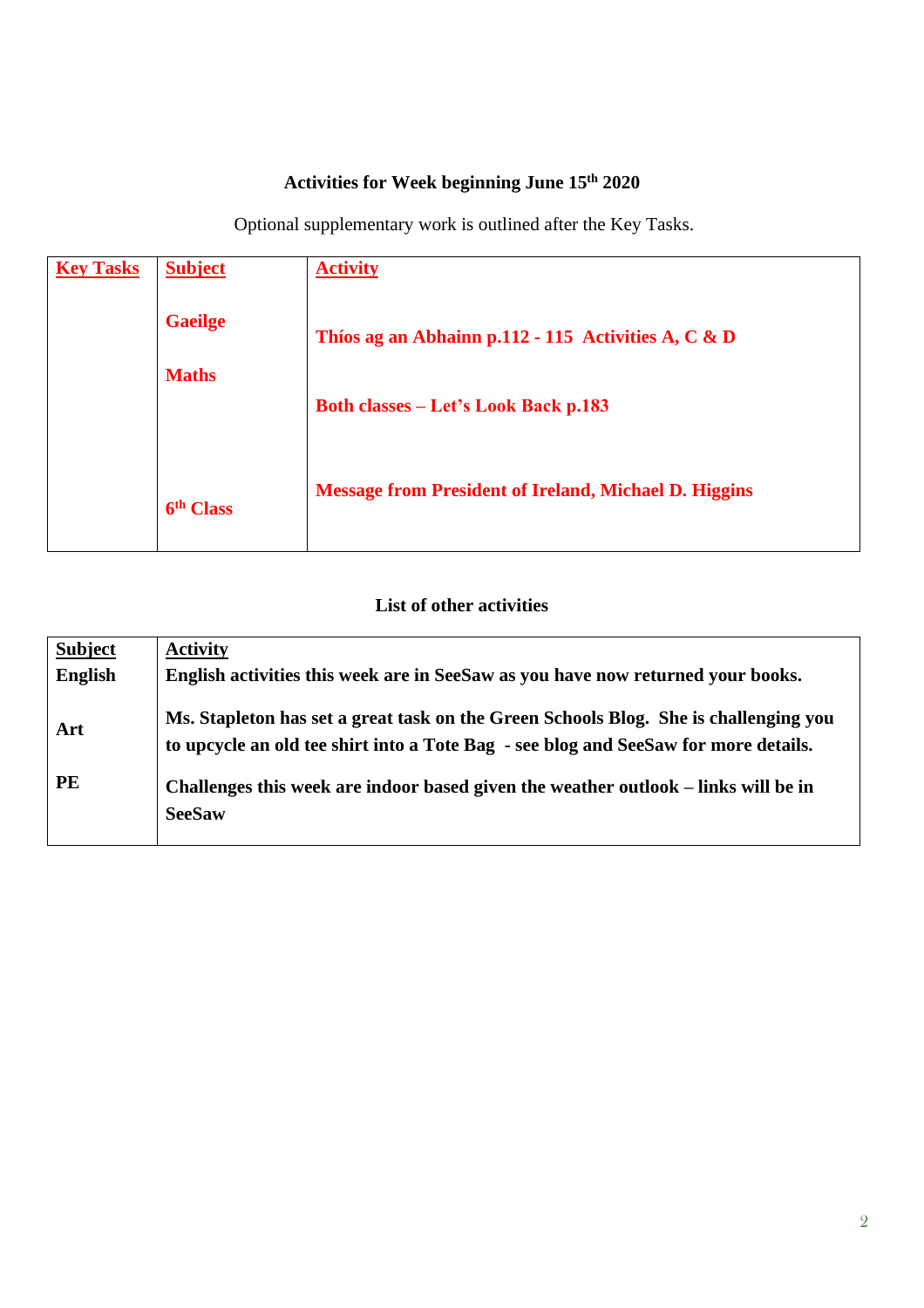**Activities for Week beginning June 15th 2020**

Optional supplementary work is outlined after the Key Tasks.

| **Key Tasks** | **Subject** | **Activity** |
|---|---|---|
| | **Gaeilge** | **Thíos ag an Abhainn p.112 - 115 Activities A, C & D** |
| | **Maths** | **Both classes – Let's Look Back p.183** |
| | **6th Class** | **Message from President of Ireland, Michael D. Higgins** |

**List of other activities**

| **Subject** | **Activity** |
|---|---|
| **English** | **English activities this week are in SeeSaw as you have now returned your books.** |
| **Art** | **Ms. Stapleton has set a great task on the Green Schools Blog. She is challenging you to upcycle an old tee shirt into a Tote Bag - see blog and SeeSaw for more details.** |
| **PE** | **Challenges this week are indoor based given the weather outlook – links will be in SeeSaw** |